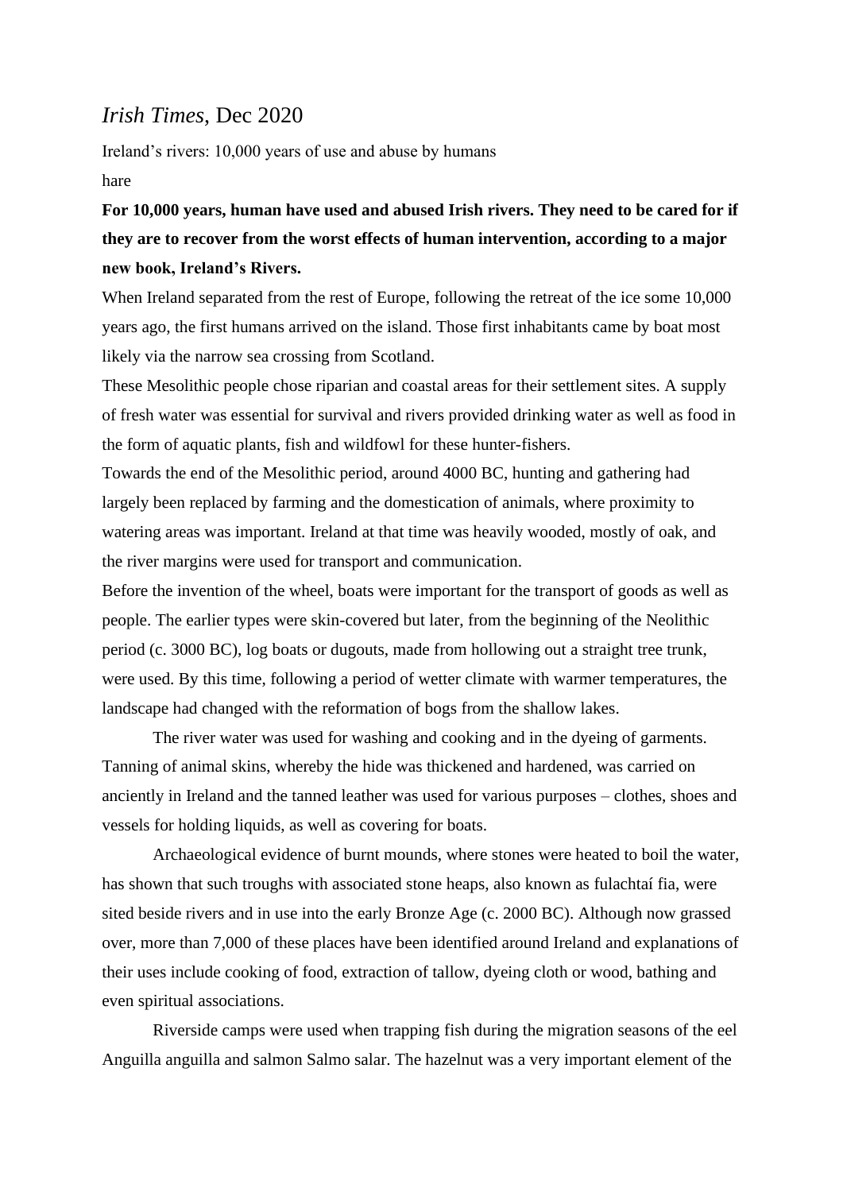*Irish Times*, Dec 2020

Ireland's rivers: 10,000 years of use and abuse by humans

hare

**For 10,000 years, human have used and abused Irish rivers. They need to be cared for if they are to recover from the worst effects of human intervention, according to a major new book, Ireland's Rivers.**

When Ireland separated from the rest of Europe, following the retreat of the ice some 10,000 years ago, the first humans arrived on the island. Those first inhabitants came by boat most likely via the narrow sea crossing from Scotland.

These Mesolithic people chose riparian and coastal areas for their settlement sites. A supply of fresh water was essential for survival and rivers provided drinking water as well as food in the form of aquatic plants, fish and wildfowl for these hunter-fishers.

Towards the end of the Mesolithic period, around 4000 BC, hunting and gathering had largely been replaced by farming and the domestication of animals, where proximity to watering areas was important. Ireland at that time was heavily wooded, mostly of oak, and the river margins were used for transport and communication.

Before the invention of the wheel, boats were important for the transport of goods as well as people. The earlier types were skin-covered but later, from the beginning of the Neolithic period (c. 3000 BC), log boats or dugouts, made from hollowing out a straight tree trunk, were used. By this time, following a period of wetter climate with warmer temperatures, the landscape had changed with the reformation of bogs from the shallow lakes.

The river water was used for washing and cooking and in the dyeing of garments. Tanning of animal skins, whereby the hide was thickened and hardened, was carried on anciently in Ireland and the tanned leather was used for various purposes – clothes, shoes and vessels for holding liquids, as well as covering for boats.

Archaeological evidence of burnt mounds, where stones were heated to boil the water, has shown that such troughs with associated stone heaps, also known as fulachtaí fia, were sited beside rivers and in use into the early Bronze Age (c. 2000 BC). Although now grassed over, more than 7,000 of these places have been identified around Ireland and explanations of their uses include cooking of food, extraction of tallow, dyeing cloth or wood, bathing and even spiritual associations.

Riverside camps were used when trapping fish during the migration seasons of the eel Anguilla anguilla and salmon Salmo salar. The hazelnut was a very important element of the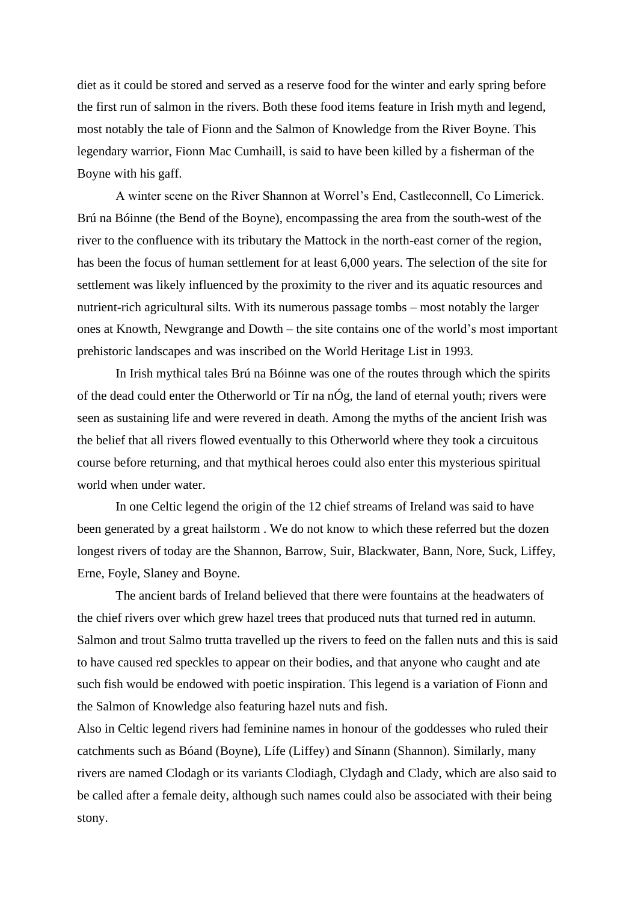diet as it could be stored and served as a reserve food for the winter and early spring before the first run of salmon in the rivers. Both these food items feature in Irish myth and legend, most notably the tale of Fionn and the Salmon of Knowledge from the River Boyne. This legendary warrior, Fionn Mac Cumhaill, is said to have been killed by a fisherman of the Boyne with his gaff.

A winter scene on the River Shannon at Worrel's End, Castleconnell, Co Limerick. Brú na Bóinne (the Bend of the Boyne), encompassing the area from the south-west of the river to the confluence with its tributary the Mattock in the north-east corner of the region, has been the focus of human settlement for at least 6,000 years. The selection of the site for settlement was likely influenced by the proximity to the river and its aquatic resources and nutrient-rich agricultural silts. With its numerous passage tombs – most notably the larger ones at Knowth, Newgrange and Dowth – the site contains one of the world's most important prehistoric landscapes and was inscribed on the World Heritage List in 1993.

In Irish mythical tales Brú na Bóinne was one of the routes through which the spirits of the dead could enter the Otherworld or Tír na nÓg, the land of eternal youth; rivers were seen as sustaining life and were revered in death. Among the myths of the ancient Irish was the belief that all rivers flowed eventually to this Otherworld where they took a circuitous course before returning, and that mythical heroes could also enter this mysterious spiritual world when under water.

In one Celtic legend the origin of the 12 chief streams of Ireland was said to have been generated by a great hailstorm . We do not know to which these referred but the dozen longest rivers of today are the Shannon, Barrow, Suir, Blackwater, Bann, Nore, Suck, Liffey, Erne, Foyle, Slaney and Boyne.

The ancient bards of Ireland believed that there were fountains at the headwaters of the chief rivers over which grew hazel trees that produced nuts that turned red in autumn. Salmon and trout Salmo trutta travelled up the rivers to feed on the fallen nuts and this is said to have caused red speckles to appear on their bodies, and that anyone who caught and ate such fish would be endowed with poetic inspiration. This legend is a variation of Fionn and the Salmon of Knowledge also featuring hazel nuts and fish.

Also in Celtic legend rivers had feminine names in honour of the goddesses who ruled their catchments such as Bóand (Boyne), Lífe (Liffey) and Sínann (Shannon). Similarly, many rivers are named Clodagh or its variants Clodiagh, Clydagh and Clady, which are also said to be called after a female deity, although such names could also be associated with their being stony.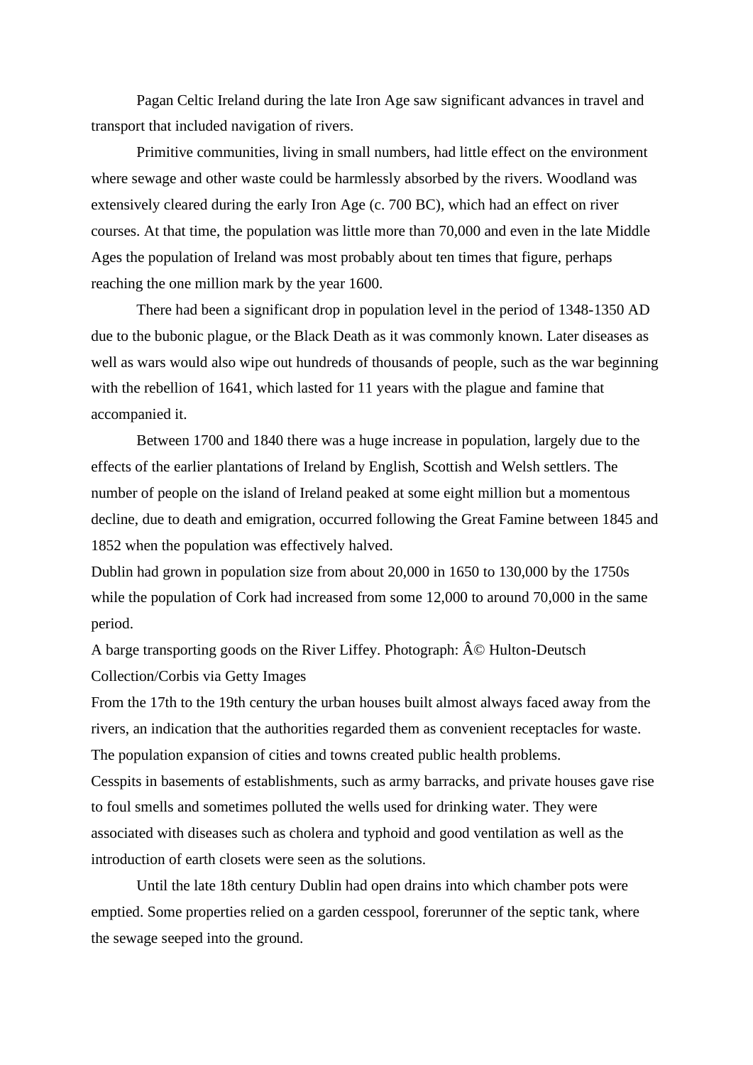Pagan Celtic Ireland during the late Iron Age saw significant advances in travel and transport that included navigation of rivers.

Primitive communities, living in small numbers, had little effect on the environment where sewage and other waste could be harmlessly absorbed by the rivers. Woodland was extensively cleared during the early Iron Age (c. 700 BC), which had an effect on river courses. At that time, the population was little more than 70,000 and even in the late Middle Ages the population of Ireland was most probably about ten times that figure, perhaps reaching the one million mark by the year 1600.

There had been a significant drop in population level in the period of 1348-1350 AD due to the bubonic plague, or the Black Death as it was commonly known. Later diseases as well as wars would also wipe out hundreds of thousands of people, such as the war beginning with the rebellion of 1641, which lasted for 11 years with the plague and famine that accompanied it.

Between 1700 and 1840 there was a huge increase in population, largely due to the effects of the earlier plantations of Ireland by English, Scottish and Welsh settlers. The number of people on the island of Ireland peaked at some eight million but a momentous decline, due to death and emigration, occurred following the Great Famine between 1845 and 1852 when the population was effectively halved.

Dublin had grown in population size from about 20,000 in 1650 to 130,000 by the 1750s while the population of Cork had increased from some 12,000 to around 70,000 in the same period.

A barge transporting goods on the River Liffey. Photograph: Â© Hulton-Deutsch Collection/Corbis via Getty Images

From the 17th to the 19th century the urban houses built almost always faced away from the rivers, an indication that the authorities regarded them as convenient receptacles for waste. The population expansion of cities and towns created public health problems.

Cesspits in basements of establishments, such as army barracks, and private houses gave rise to foul smells and sometimes polluted the wells used for drinking water. They were associated with diseases such as cholera and typhoid and good ventilation as well as the introduction of earth closets were seen as the solutions.

Until the late 18th century Dublin had open drains into which chamber pots were emptied. Some properties relied on a garden cesspool, forerunner of the septic tank, where the sewage seeped into the ground.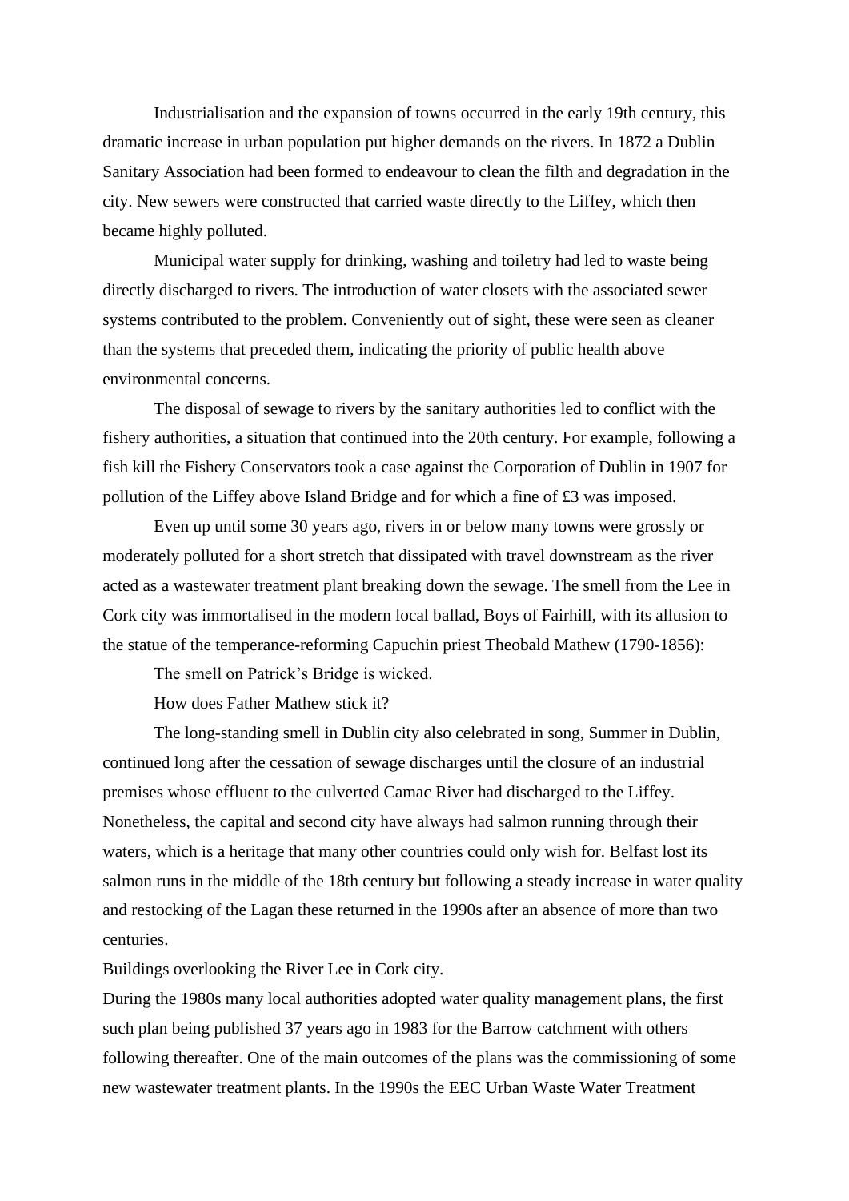Industrialisation and the expansion of towns occurred in the early 19th century, this dramatic increase in urban population put higher demands on the rivers. In 1872 a Dublin Sanitary Association had been formed to endeavour to clean the filth and degradation in the city. New sewers were constructed that carried waste directly to the Liffey, which then became highly polluted.

Municipal water supply for drinking, washing and toiletry had led to waste being directly discharged to rivers. The introduction of water closets with the associated sewer systems contributed to the problem. Conveniently out of sight, these were seen as cleaner than the systems that preceded them, indicating the priority of public health above environmental concerns.

The disposal of sewage to rivers by the sanitary authorities led to conflict with the fishery authorities, a situation that continued into the 20th century. For example, following a fish kill the Fishery Conservators took a case against the Corporation of Dublin in 1907 for pollution of the Liffey above Island Bridge and for which a fine of £3 was imposed.

Even up until some 30 years ago, rivers in or below many towns were grossly or moderately polluted for a short stretch that dissipated with travel downstream as the river acted as a wastewater treatment plant breaking down the sewage. The smell from the Lee in Cork city was immortalised in the modern local ballad, Boys of Fairhill, with its allusion to the statue of the temperance-reforming Capuchin priest Theobald Mathew (1790-1856):

The smell on Patrick's Bridge is wicked.
How does Father Mathew stick it?

The long-standing smell in Dublin city also celebrated in song, Summer in Dublin, continued long after the cessation of sewage discharges until the closure of an industrial premises whose effluent to the culverted Camac River had discharged to the Liffey. Nonetheless, the capital and second city have always had salmon running through their waters, which is a heritage that many other countries could only wish for. Belfast lost its salmon runs in the middle of the 18th century but following a steady increase in water quality and restocking of the Lagan these returned in the 1990s after an absence of more than two centuries.

Buildings overlooking the River Lee in Cork city.

During the 1980s many local authorities adopted water quality management plans, the first such plan being published 37 years ago in 1983 for the Barrow catchment with others following thereafter. One of the main outcomes of the plans was the commissioning of some new wastewater treatment plants. In the 1990s the EEC Urban Waste Water Treatment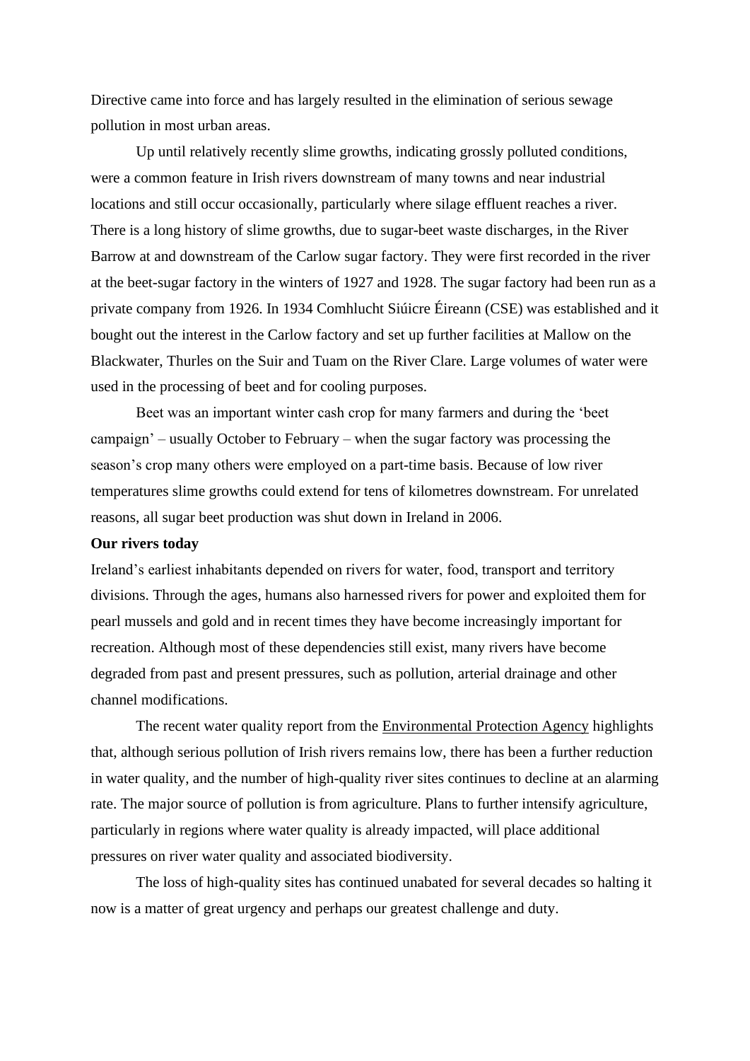Directive came into force and has largely resulted in the elimination of serious sewage pollution in most urban areas.

Up until relatively recently slime growths, indicating grossly polluted conditions, were a common feature in Irish rivers downstream of many towns and near industrial locations and still occur occasionally, particularly where silage effluent reaches a river. There is a long history of slime growths, due to sugar-beet waste discharges, in the River Barrow at and downstream of the Carlow sugar factory. They were first recorded in the river at the beet-sugar factory in the winters of 1927 and 1928. The sugar factory had been run as a private company from 1926. In 1934 Comhlucht Siúicre Éireann (CSE) was established and it bought out the interest in the Carlow factory and set up further facilities at Mallow on the Blackwater, Thurles on the Suir and Tuam on the River Clare. Large volumes of water were used in the processing of beet and for cooling purposes.

Beet was an important winter cash crop for many farmers and during the 'beet campaign' – usually October to February – when the sugar factory was processing the season's crop many others were employed on a part-time basis. Because of low river temperatures slime growths could extend for tens of kilometres downstream. For unrelated reasons, all sugar beet production was shut down in Ireland in 2006.

**Our rivers today**

Ireland's earliest inhabitants depended on rivers for water, food, transport and territory divisions. Through the ages, humans also harnessed rivers for power and exploited them for pearl mussels and gold and in recent times they have become increasingly important for recreation. Although most of these dependencies still exist, many rivers have become degraded from past and present pressures, such as pollution, arterial drainage and other channel modifications.

The recent water quality report from the Environmental Protection Agency highlights that, although serious pollution of Irish rivers remains low, there has been a further reduction in water quality, and the number of high-quality river sites continues to decline at an alarming rate. The major source of pollution is from agriculture. Plans to further intensify agriculture, particularly in regions where water quality is already impacted, will place additional pressures on river water quality and associated biodiversity.

The loss of high-quality sites has continued unabated for several decades so halting it now is a matter of great urgency and perhaps our greatest challenge and duty.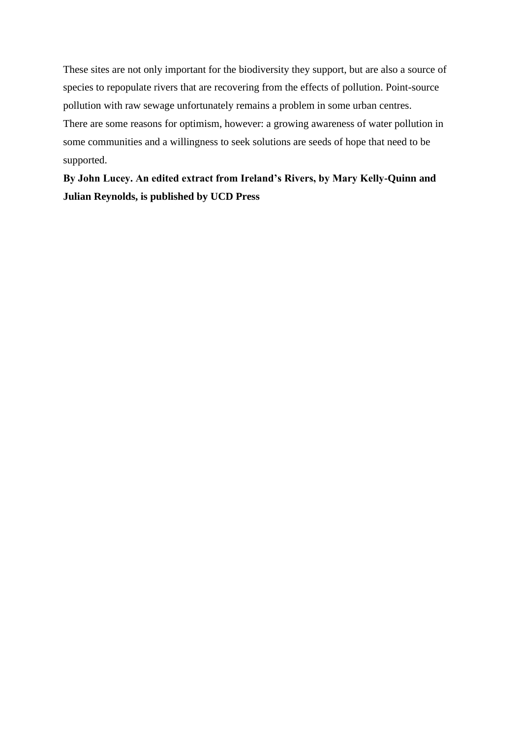These sites are not only important for the biodiversity they support, but are also a source of species to repopulate rivers that are recovering from the effects of pollution. Point-source pollution with raw sewage unfortunately remains a problem in some urban centres.

There are some reasons for optimism, however: a growing awareness of water pollution in some communities and a willingness to seek solutions are seeds of hope that need to be supported.

**By John Lucey. An edited extract from Ireland's Rivers, by Mary Kelly-Quinn and Julian Reynolds, is published by UCD Press**